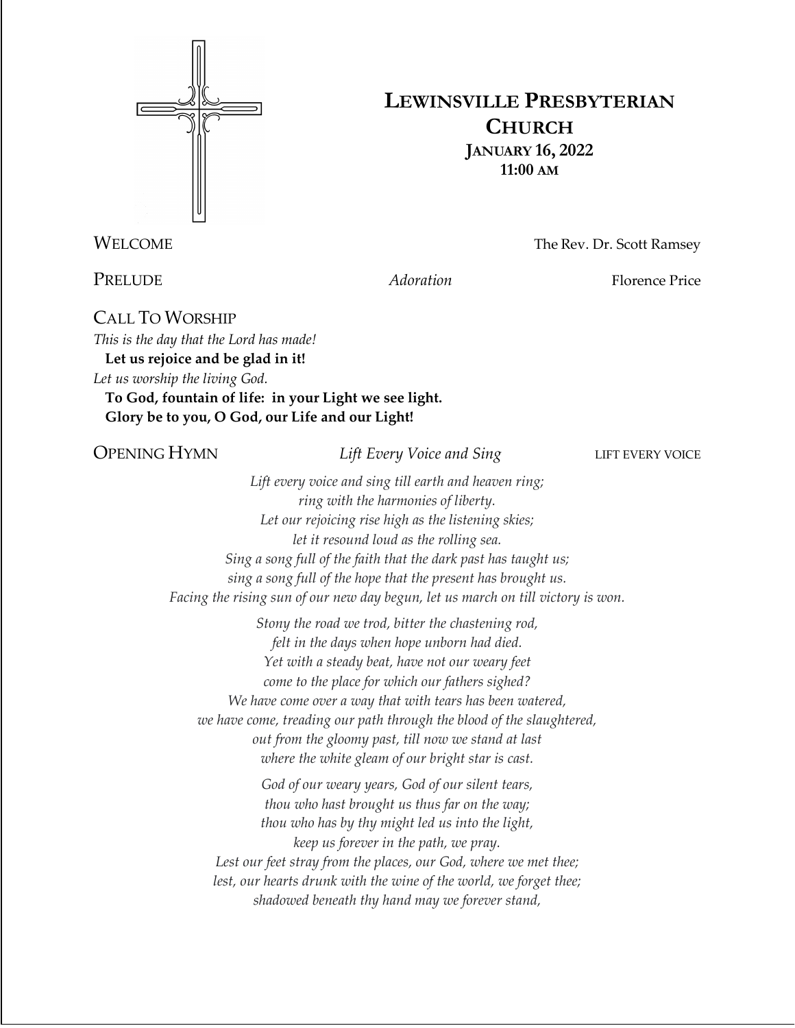# LEWINSVILLE PRESBYTERIAN CHURCH

**JANUARY 16, 2022**
**11:00 AM**

WELCOME — The Rev. Dr. Scott Ramsey

PRELUDE — *Adoration* — Florence Price

CALL TO WORSHIP

*This is the day that the Lord has made!*
**Let us rejoice and be glad in it!**
*Let us worship the living God.*
**To God, fountain of life: in your Light we see light.**
**Glory be to you, O God, our Life and our Light!**

OPENING HYMN — *Lift Every Voice and Sing* — LIFT EVERY VOICE

*Lift every voice and sing till earth and heaven ring;*
*ring with the harmonies of liberty.*
*Let our rejoicing rise high as the listening skies;*
*let it resound loud as the rolling sea.*
*Sing a song full of the faith that the dark past has taught us;*
*sing a song full of the hope that the present has brought us.*
*Facing the rising sun of our new day begun, let us march on till victory is won.*

*Stony the road we trod, bitter the chastening rod,*
*felt in the days when hope unborn had died.*
*Yet with a steady beat, have not our weary feet*
*come to the place for which our fathers sighed?*
*We have come over a way that with tears has been watered,*
*we have come, treading our path through the blood of the slaughtered,*
*out from the gloomy past, till now we stand at last*
*where the white gleam of our bright star is cast.*

*God of our weary years, God of our silent tears,*
*thou who hast brought us thus far on the way;*
*thou who has by thy might led us into the light,*
*keep us forever in the path, we pray.*
*Lest our feet stray from the places, our God, where we met thee;*
*lest, our hearts drunk with the wine of the world, we forget thee;*
*shadowed beneath thy hand may we forever stand,*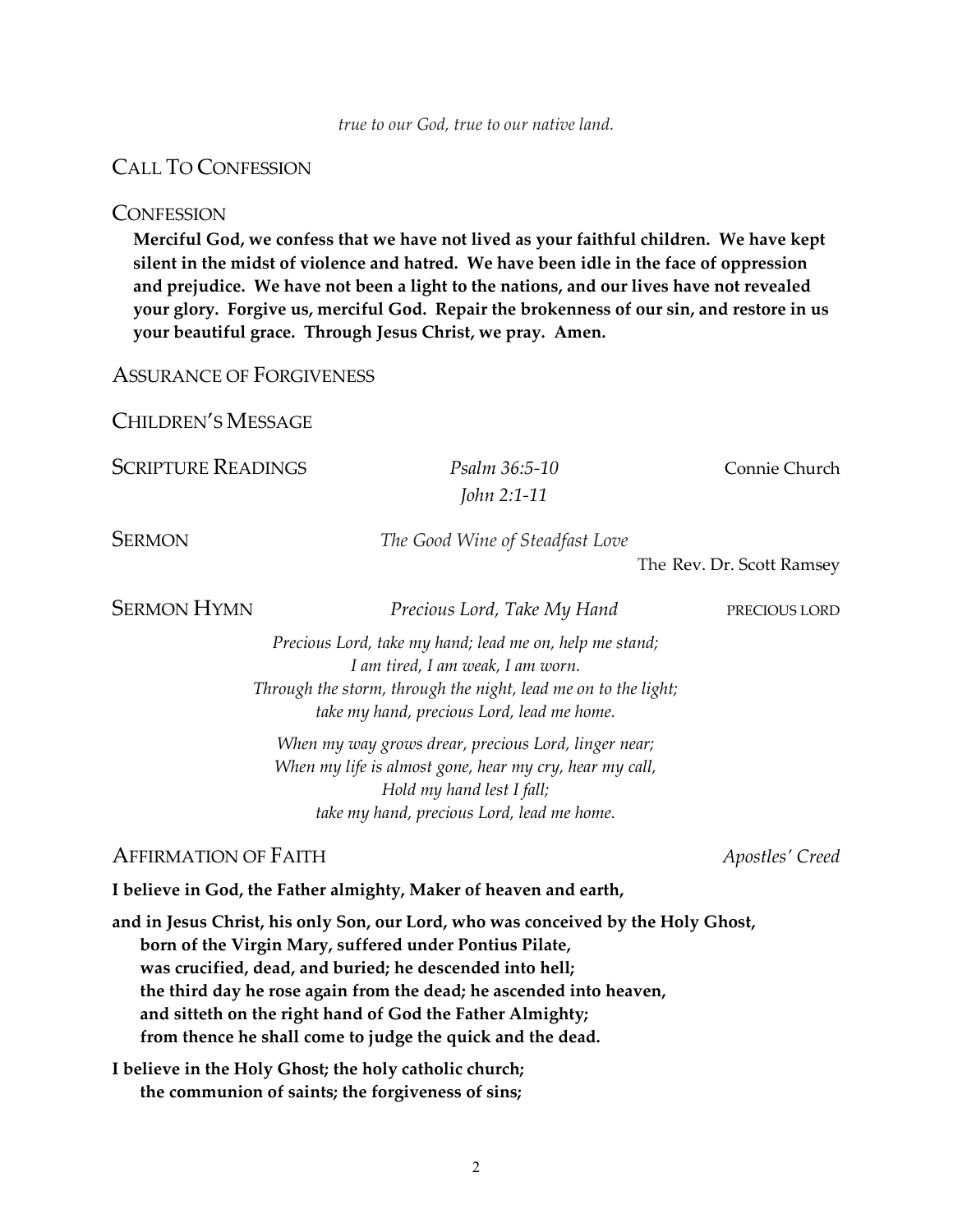*true to our God, true to our native land.*

## Call To Confession

## Confession

**Merciful God, we confess that we have not lived as your faithful children. We have kept silent in the midst of violence and hatred. We have been idle in the face of oppression and prejudice. We have not been a light to the nations, and our lives have not revealed your glory. Forgive us, merciful God. Repair the brokenness of our sin, and restore in us your beautiful grace. Through Jesus Christ, we pray. Amen.**

## Assurance of Forgiveness

## Children's Message

## Scripture Readings

*Psalm 36:5-10*
*John 2:1-11*

Connie Church

## Sermon

*The Good Wine of Steadfast Love*

The Rev. Dr. Scott Ramsey

## Sermon Hymn

*Precious Lord, Take My Hand* — PRECIOUS LORD

*Precious Lord, take my hand; lead me on, help me stand;*
*I am tired, I am weak, I am worn.*
*Through the storm, through the night, lead me on to the light;*
*take my hand, precious Lord, lead me home.*

*When my way grows drear, precious Lord, linger near;*
*When my life is almost gone, hear my cry, hear my call,*
*Hold my hand lest I fall;*
*take my hand, precious Lord, lead me home.*

## Affirmation of Faith

*Apostles' Creed*

**I believe in God, the Father almighty, Maker of heaven and earth,**

**and in Jesus Christ, his only Son, our Lord, who was conceived by the Holy Ghost,**
**born of the Virgin Mary, suffered under Pontius Pilate,**
**was crucified, dead, and buried; he descended into hell;**
**the third day he rose again from the dead; he ascended into heaven,**
**and sitteth on the right hand of God the Father Almighty;**
**from thence he shall come to judge the quick and the dead.**

**I believe in the Holy Ghost; the holy catholic church;**
**the communion of saints; the forgiveness of sins;**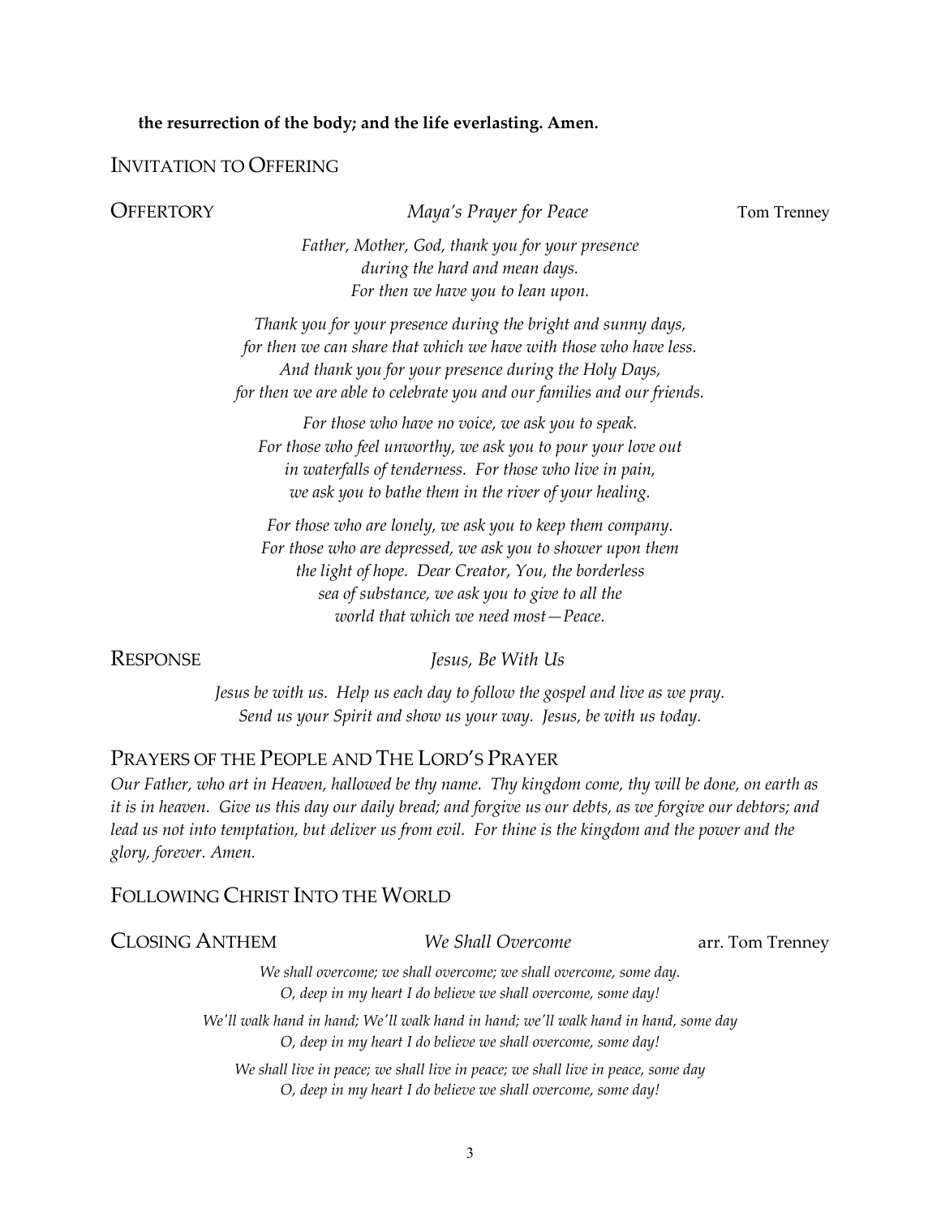**the resurrection of the body; and the life everlasting. Amen.**

## INVITATION TO OFFERING

## OFFERTORY *Maya's Prayer for Peace* Tom Trenney

*Father, Mother, God, thank you for your presence*
*during the hard and mean days.*
*For then we have you to lean upon.*

*Thank you for your presence during the bright and sunny days,*
*for then we can share that which we have with those who have less.*
*And thank you for your presence during the Holy Days,*
*for then we are able to celebrate you and our families and our friends.*

*For those who have no voice, we ask you to speak.*
*For those who feel unworthy, we ask you to pour your love out*
*in waterfalls of tenderness. For those who live in pain,*
*we ask you to bathe them in the river of your healing.*

*For those who are lonely, we ask you to keep them company.*
*For those who are depressed, we ask you to shower upon them*
*the light of hope. Dear Creator, You, the borderless*
*sea of substance, we ask you to give to all the*
*world that which we need most—Peace.*

## RESPONSE *Jesus, Be With Us*

*Jesus be with us. Help us each day to follow the gospel and live as we pray.*
*Send us your Spirit and show us your way. Jesus, be with us today.*

## PRAYERS OF THE PEOPLE AND THE LORD'S PRAYER

*Our Father, who art in Heaven, hallowed be thy name. Thy kingdom come, thy will be done, on earth as it is in heaven. Give us this day our daily bread; and forgive us our debts, as we forgive our debtors; and lead us not into temptation, but deliver us from evil. For thine is the kingdom and the power and the glory, forever. Amen.*

## FOLLOWING CHRIST INTO THE WORLD

## CLOSING ANTHEM *We Shall Overcome* arr. Tom Trenney

*We shall overcome; we shall overcome; we shall overcome, some day.*
*O, deep in my heart I do believe we shall overcome, some day!*

*We'll walk hand in hand; We'll walk hand in hand; we'll walk hand in hand, some day*
*O, deep in my heart I do believe we shall overcome, some day!*

*We shall live in peace; we shall live in peace; we shall live in peace, some day*
*O, deep in my heart I do believe we shall overcome, some day!*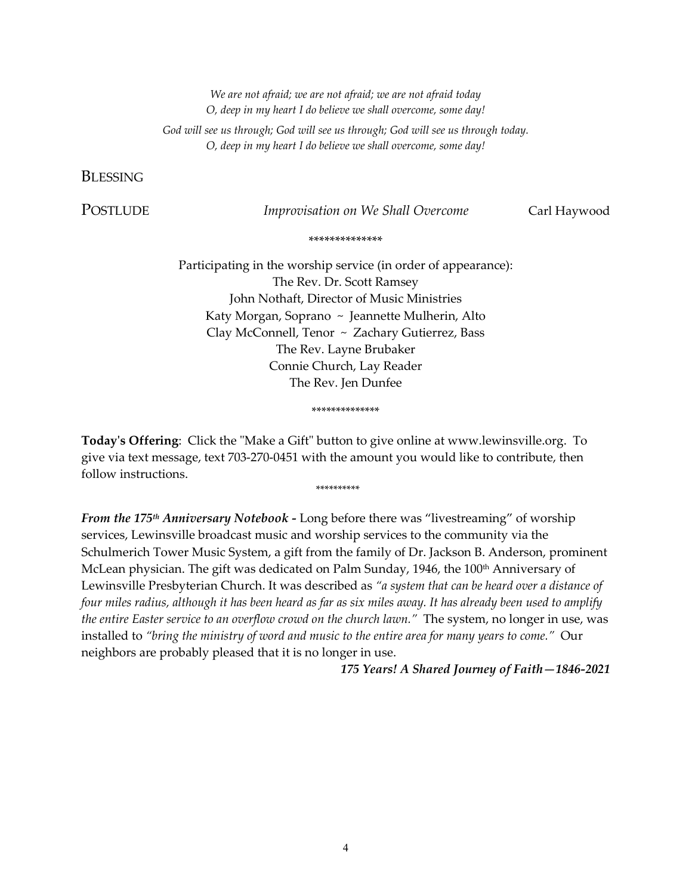*We are not afraid; we are not afraid; we are not afraid today*
*O, deep in my heart I do believe we shall overcome, some day!*

*God will see us through; God will see us through; God will see us through today.*
*O, deep in my heart I do believe we shall overcome, some day!*

BLESSING

POSTLUDE *Improvisation on We Shall Overcome* Carl Haywood

**************

Participating in the worship service (in order of appearance):
The Rev. Dr. Scott Ramsey
John Nothaft, Director of Music Ministries
Katy Morgan, Soprano ~ Jeannette Mulherin, Alto
Clay McConnell, Tenor ~ Zachary Gutierrez, Bass
The Rev. Layne Brubaker
Connie Church, Lay Reader
The Rev. Jen Dunfee

**************

**Today's Offering**: Click the "Make a Gift" button to give online at www.lewinsville.org. To give via text message, text 703-270-0451 with the amount you would like to contribute, then follow instructions.

*********

***From the 175th Anniversary Notebook -*** Long before there was "livestreaming" of worship services, Lewinsville broadcast music and worship services to the community via the Schulmerich Tower Music System, a gift from the family of Dr. Jackson B. Anderson, prominent McLean physician. The gift was dedicated on Palm Sunday, 1946, the 100th Anniversary of Lewinsville Presbyterian Church. It was described as *"a system that can be heard over a distance of four miles radius, although it has been heard as far as six miles away. It has already been used to amplify the entire Easter service to an overflow crowd on the church lawn."* The system, no longer in use, was installed to *"bring the ministry of word and music to the entire area for many years to come."* Our neighbors are probably pleased that it is no longer in use.

***175 Years! A Shared Journey of Faith—1846-2021***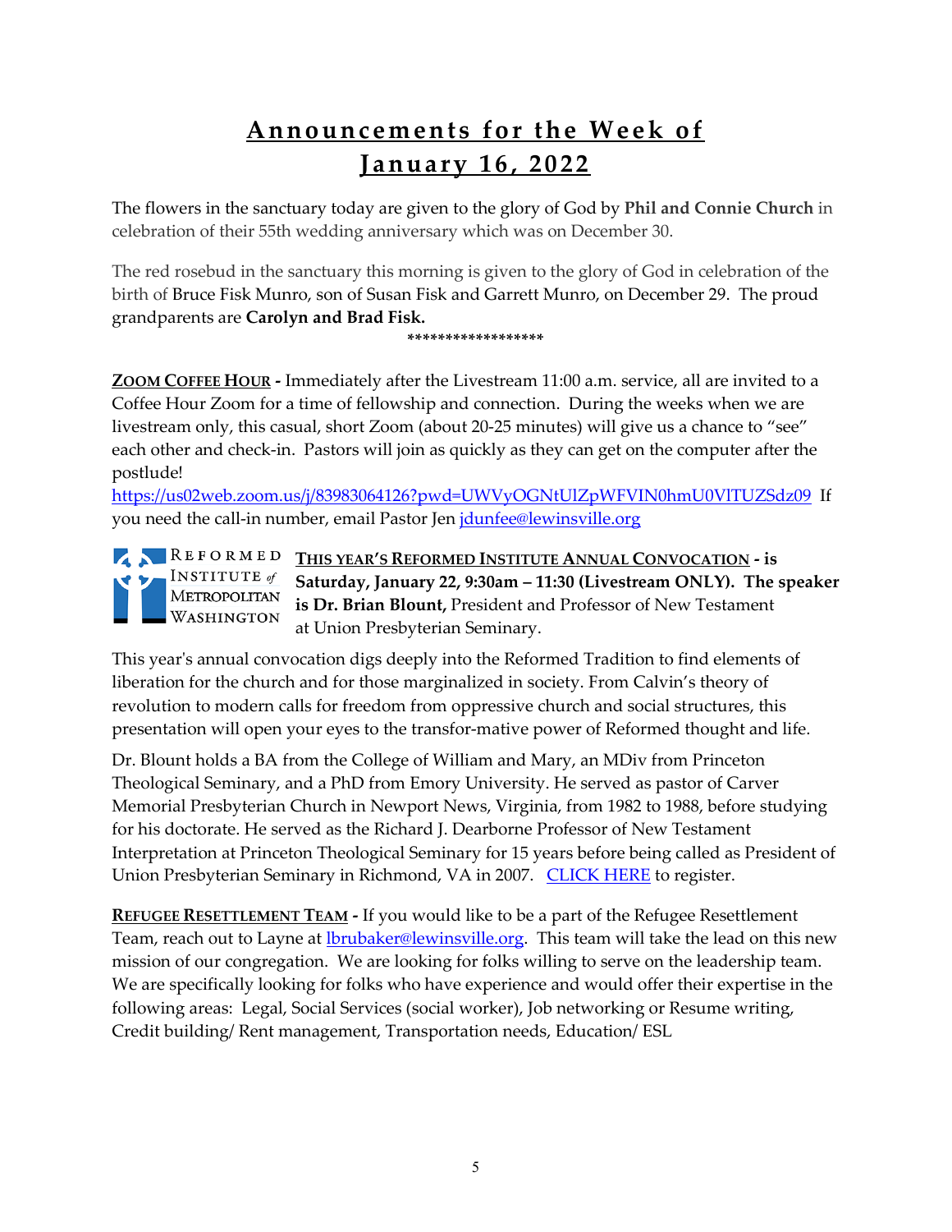# Announcements for the Week of January 16, 2022

The flowers in the sanctuary today are given to the glory of God by **Phil and Connie Church** in celebration of their 55th wedding anniversary which was on December 30.

The red rosebud in the sanctuary this morning is given to the glory of God in celebration of the birth of Bruce Fisk Munro, son of Susan Fisk and Garrett Munro, on December 29. The proud grandparents are **Carolyn and Brad Fisk.**

******************

**ZOOM COFFEE HOUR -** Immediately after the Livestream 11:00 a.m. service, all are invited to a Coffee Hour Zoom for a time of fellowship and connection. During the weeks when we are livestream only, this casual, short Zoom (about 20-25 minutes) will give us a chance to "see" each other and check-in. Pastors will join as quickly as they can get on the computer after the postlude!
https://us02web.zoom.us/j/83983064126?pwd=UWVyOGNtUlZpWFVIN0hmU0VlTUZSdz09 If you need the call-in number, email Pastor Jen jdunfee@lewinsville.org

REFORMED INSTITUTE of METROPOLITAN WASHINGTON

**THIS YEAR'S REFORMED INSTITUTE ANNUAL CONVOCATION - is Saturday, January 22, 9:30am – 11:30 (Livestream ONLY). The speaker is Dr. Brian Blount,** President and Professor of New Testament at Union Presbyterian Seminary.

This year's annual convocation digs deeply into the Reformed Tradition to find elements of liberation for the church and for those marginalized in society. From Calvin's theory of revolution to modern calls for freedom from oppressive church and social structures, this presentation will open your eyes to the transfor-mative power of Reformed thought and life.

Dr. Blount holds a BA from the College of William and Mary, an MDiv from Princeton Theological Seminary, and a PhD from Emory University. He served as pastor of Carver Memorial Presbyterian Church in Newport News, Virginia, from 1982 to 1988, before studying for his doctorate. He served as the Richard J. Dearborne Professor of New Testament Interpretation at Princeton Theological Seminary for 15 years before being called as President of Union Presbyterian Seminary in Richmond, VA in 2007. CLICK HERE to register.

**REFUGEE RESETTLEMENT TEAM -** If you would like to be a part of the Refugee Resettlement Team, reach out to Layne at lbrubaker@lewinsville.org. This team will take the lead on this new mission of our congregation. We are looking for folks willing to serve on the leadership team. We are specifically looking for folks who have experience and would offer their expertise in the following areas: Legal, Social Services (social worker), Job networking or Resume writing, Credit building/ Rent management, Transportation needs, Education/ ESL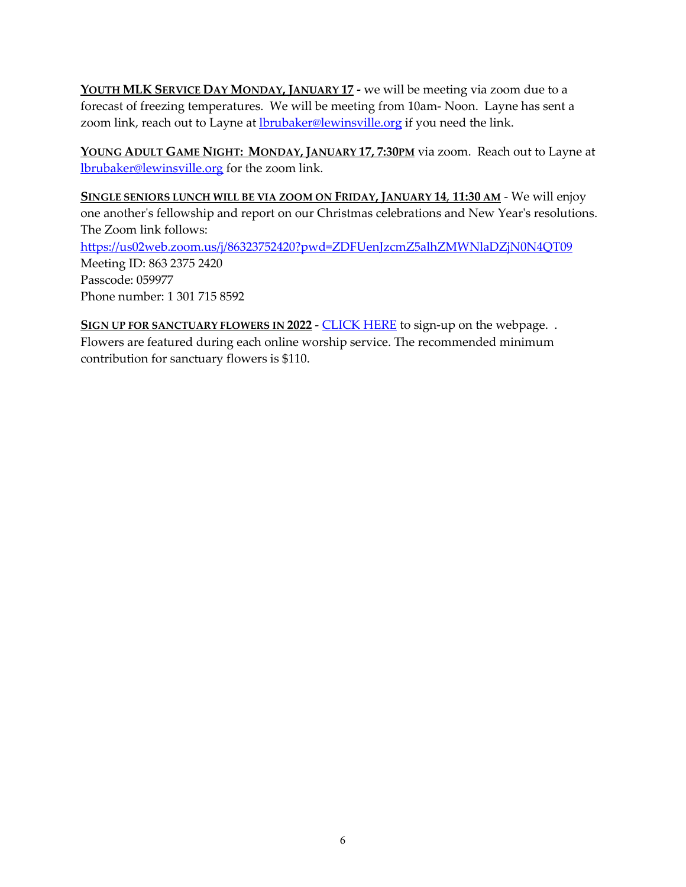**<u>YOUTH MLK SERVICE DAY MONDAY, JANUARY 17</u> -** we will be meeting via zoom due to a forecast of freezing temperatures. We will be meeting from 10am- Noon. Layne has sent a zoom link, reach out to Layne at lbrubaker@lewinsville.org if you need the link.

**<u>YOUNG ADULT GAME NIGHT: MONDAY, JANUARY 17, 7:30PM</u>** via zoom. Reach out to Layne at lbrubaker@lewinsville.org for the zoom link.

**<u>SINGLE SENIORS LUNCH WILL BE VIA ZOOM ON FRIDAY, JANUARY 14, 11:30 AM</u>** - We will enjoy one another's fellowship and report on our Christmas celebrations and New Year's resolutions. The Zoom link follows:
https://us02web.zoom.us/j/86323752420?pwd=ZDFUenJzcmZ5alhZMWNlaDZjN0N4QT09
Meeting ID: 863 2375 2420
Passcode: 059977
Phone number: 1 301 715 8592

**<u>SIGN UP FOR SANCTUARY FLOWERS IN 2022</u>** - CLICK HERE to sign-up on the webpage. . Flowers are featured during each online worship service. The recommended minimum contribution for sanctuary flowers is $110.